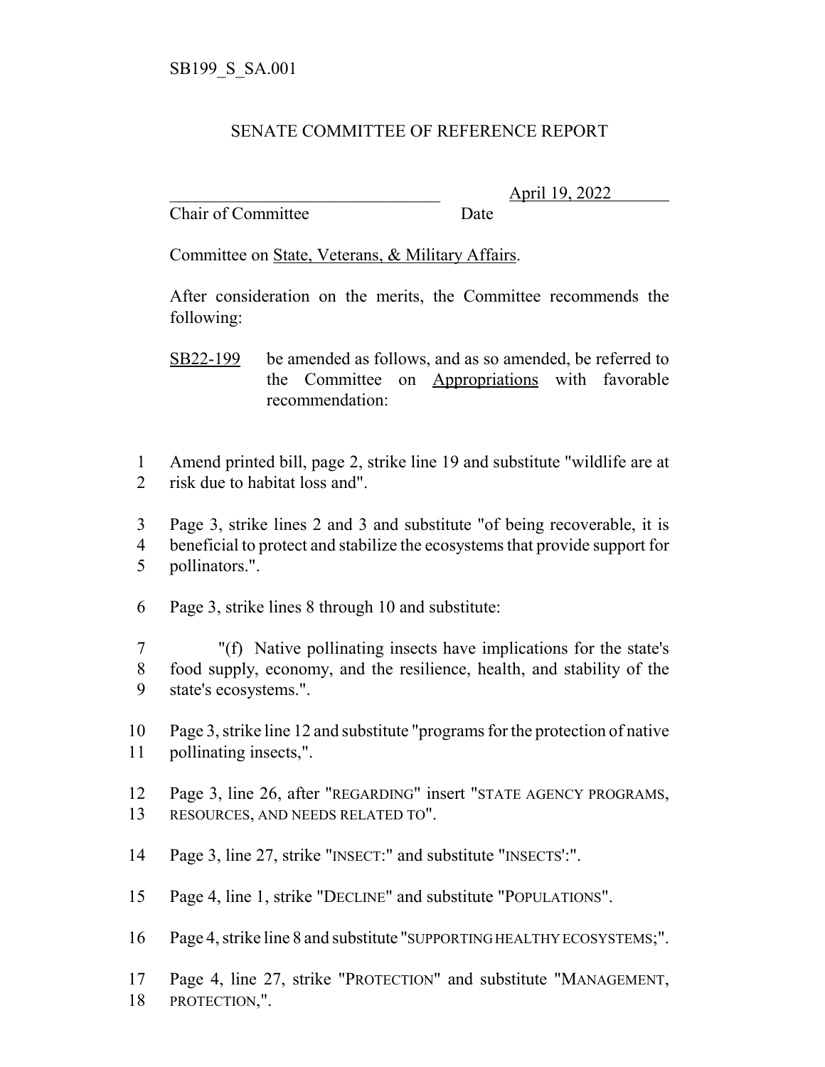SB199_S_SA.001

# SENATE COMMITTEE OF REFERENCE REPORT

\_\_\_\_\_\_\_\_\_\_\_\_\_\_\_\_\_\_\_\_\_\_\_\_\_\_\_\_\_\_\_\_ April 19, 2022
Chair of Committee Date

Committee on State, Veterans, & Military Affairs.

After consideration on the merits, the Committee recommends the following:

SB22-199 be amended as follows, and as so amended, be referred to the Committee on Appropriations with favorable recommendation:

1 Amend printed bill, page 2, strike line 19 and substitute "wildlife are at
2 risk due to habitat loss and".

3 Page 3, strike lines 2 and 3 and substitute "of being recoverable, it is
4 beneficial to protect and stabilize the ecosystems that provide support for
5 pollinators.".

6 Page 3, strike lines 8 through 10 and substitute:

7 "(f) Native pollinating insects have implications for the state's
8 food supply, economy, and the resilience, health, and stability of the
9 state's ecosystems.".

10 Page 3, strike line 12 and substitute "programs for the protection of native
11 pollinating insects,".

12 Page 3, line 26, after "REGARDING" insert "STATE AGENCY PROGRAMS,
13 RESOURCES, AND NEEDS RELATED TO".

14 Page 3, line 27, strike "INSECT:" and substitute "INSECTS':".

15 Page 4, line 1, strike "DECLINE" and substitute "POPULATIONS".

16 Page 4, strike line 8 and substitute "SUPPORTING HEALTHY ECOSYSTEMS;".

17 Page 4, line 27, strike "PROTECTION" and substitute "MANAGEMENT,
18 PROTECTION,".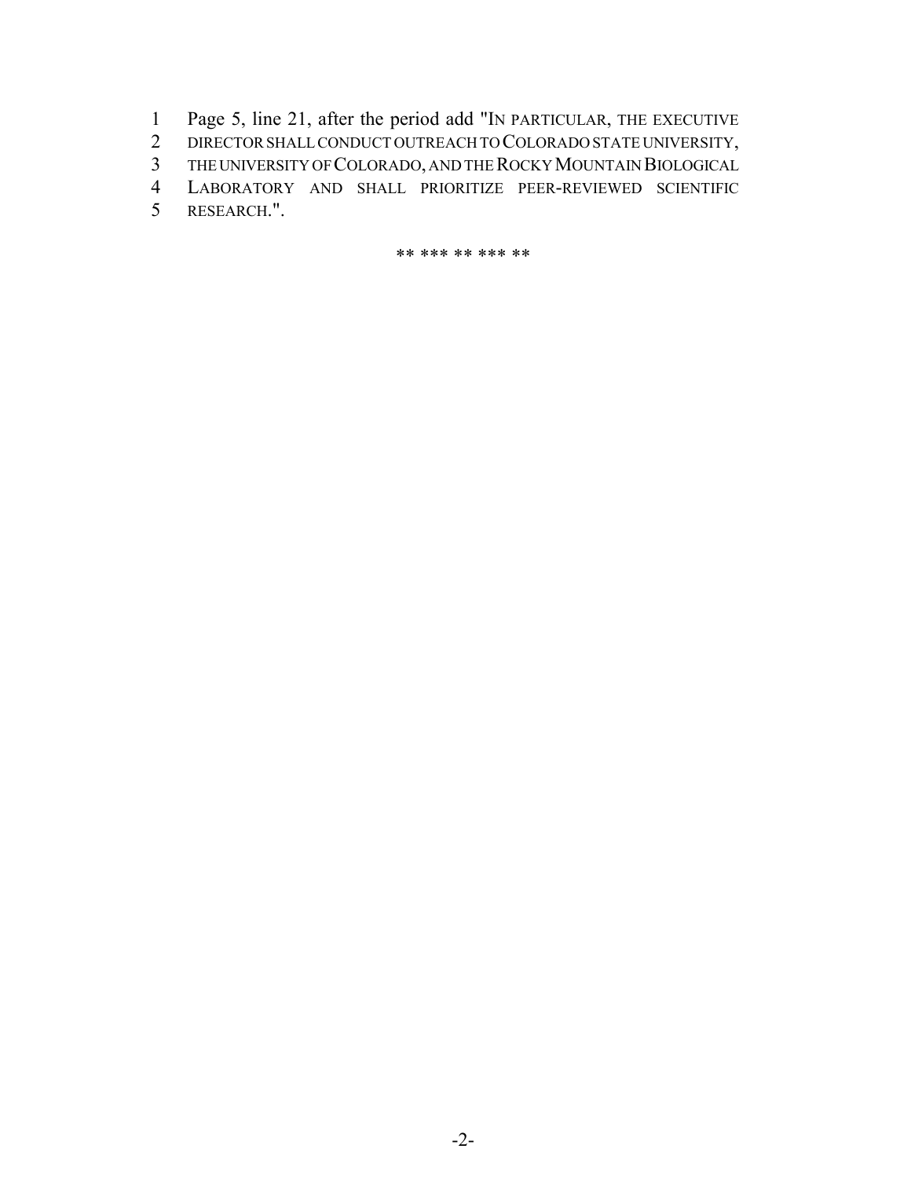1 Page 5, line 21, after the period add "IN PARTICULAR, THE EXECUTIVE
2 DIRECTOR SHALL CONDUCT OUTREACH TO COLORADO STATE UNIVERSITY,
3 THE UNIVERSITY OF COLORADO, AND THE ROCKY MOUNTAIN BIOLOGICAL
4 LABORATORY AND SHALL PRIORITIZE PEER-REVIEWED SCIENTIFIC
5 RESEARCH.".

** *** ** *** **